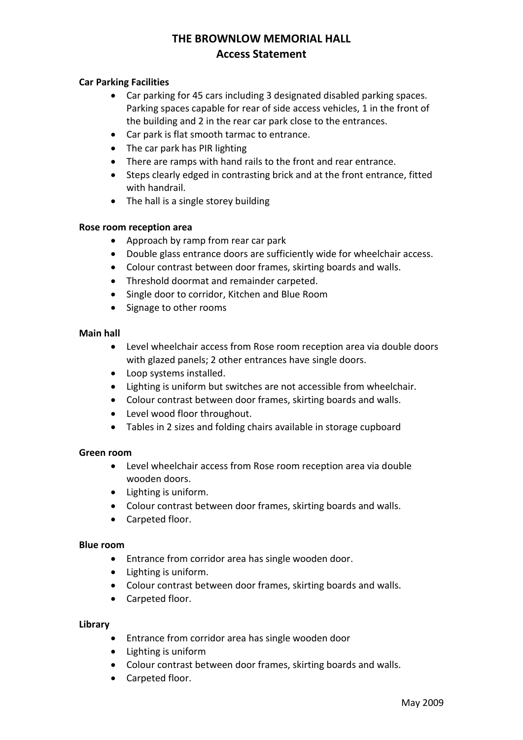# THE BROWNLOW MEMORIAL HALL
## Access Statement

**Car Parking Facilities**

- Car parking for 45 cars including 3 designated disabled parking spaces. Parking spaces capable for rear of side access vehicles, 1 in the front of the building and 2 in the rear car park close to the entrances.
- Car park is flat smooth tarmac to entrance.
- The car park has PIR lighting
- There are ramps with hand rails to the front and rear entrance.
- Steps clearly edged in contrasting brick and at the front entrance, fitted with handrail.
- The hall is a single storey building

**Rose room reception area**

- Approach by ramp from rear car park
- Double glass entrance doors are sufficiently wide for wheelchair access.
- Colour contrast between door frames, skirting boards and walls.
- Threshold doormat and remainder carpeted.
- Single door to corridor, Kitchen and Blue Room
- Signage to other rooms

**Main hall**

- Level wheelchair access from Rose room reception area via double doors with glazed panels; 2 other entrances have single doors.
- Loop systems installed.
- Lighting is uniform but switches are not accessible from wheelchair.
- Colour contrast between door frames, skirting boards and walls.
- Level wood floor throughout.
- Tables in 2 sizes and folding chairs available in storage cupboard

**Green room**

- Level wheelchair access from Rose room reception area via double wooden doors.
- Lighting is uniform.
- Colour contrast between door frames, skirting boards and walls.
- Carpeted floor.

**Blue room**

- Entrance from corridor area has single wooden door.
- Lighting is uniform.
- Colour contrast between door frames, skirting boards and walls.
- Carpeted floor.

**Library**

- Entrance from corridor area has single wooden door
- Lighting is uniform
- Colour contrast between door frames, skirting boards and walls.
- Carpeted floor.

May 2009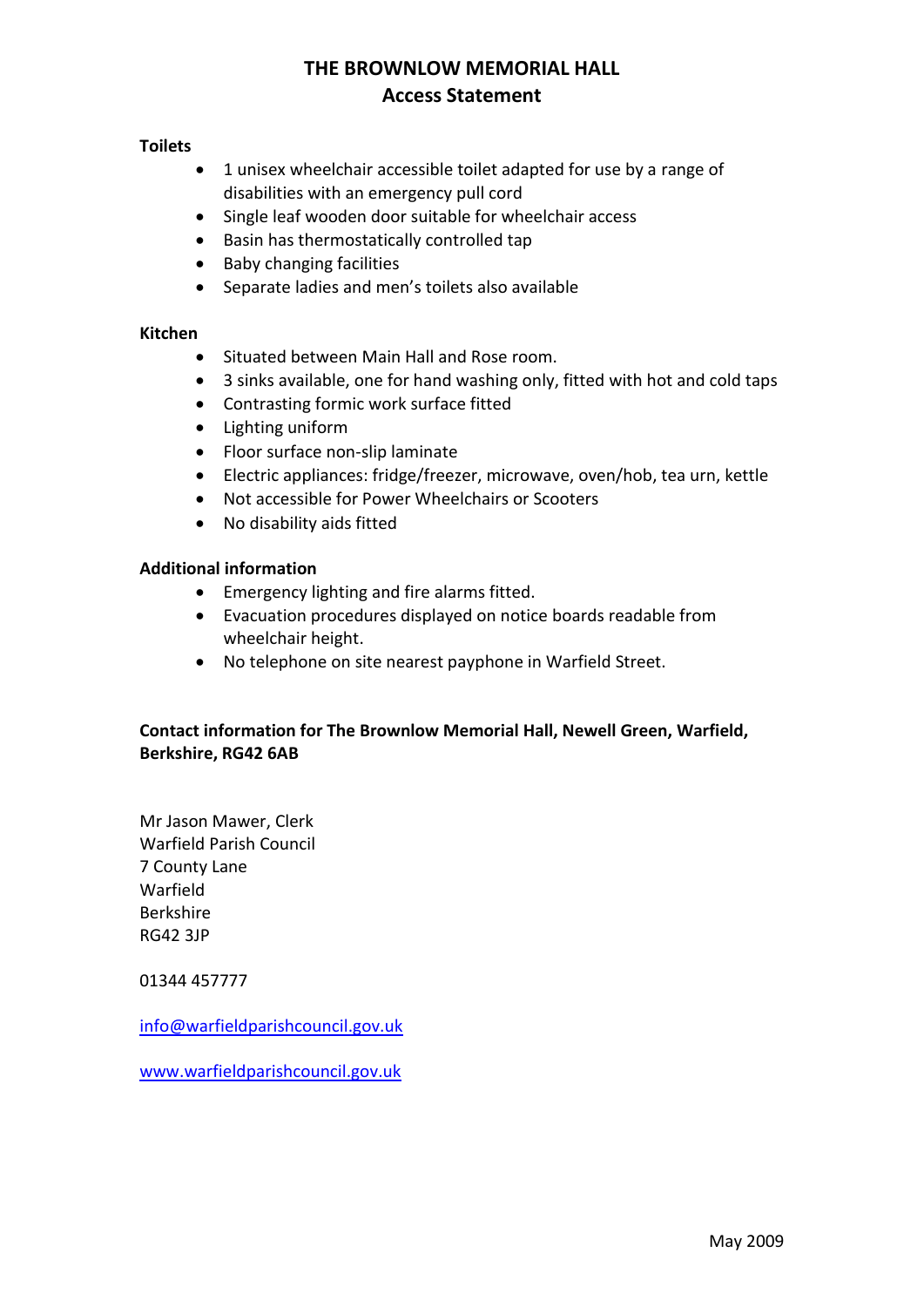# THE BROWNLOW MEMORIAL HALL
## Access Statement

**Toilets**

- 1 unisex wheelchair accessible toilet adapted for use by a range of disabilities with an emergency pull cord
- Single leaf wooden door suitable for wheelchair access
- Basin has thermostatically controlled tap
- Baby changing facilities
- Separate ladies and men's toilets also available

**Kitchen**

- Situated between Main Hall and Rose room.
- 3 sinks available, one for hand washing only, fitted with hot and cold taps
- Contrasting formic work surface fitted
- Lighting uniform
- Floor surface non-slip laminate
- Electric appliances: fridge/freezer, microwave, oven/hob, tea urn, kettle
- Not accessible for Power Wheelchairs or Scooters
- No disability aids fitted

**Additional information**

- Emergency lighting and fire alarms fitted.
- Evacuation procedures displayed on notice boards readable from wheelchair height.
- No telephone on site nearest payphone in Warfield Street.

**Contact information for The Brownlow Memorial Hall, Newell Green, Warfield, Berkshire, RG42 6AB**

Mr Jason Mawer, Clerk
Warfield Parish Council
7 County Lane
Warfield
Berkshire
RG42 3JP

01344 457777

info@warfieldparishcouncil.gov.uk

www.warfieldparishcouncil.gov.uk

May 2009